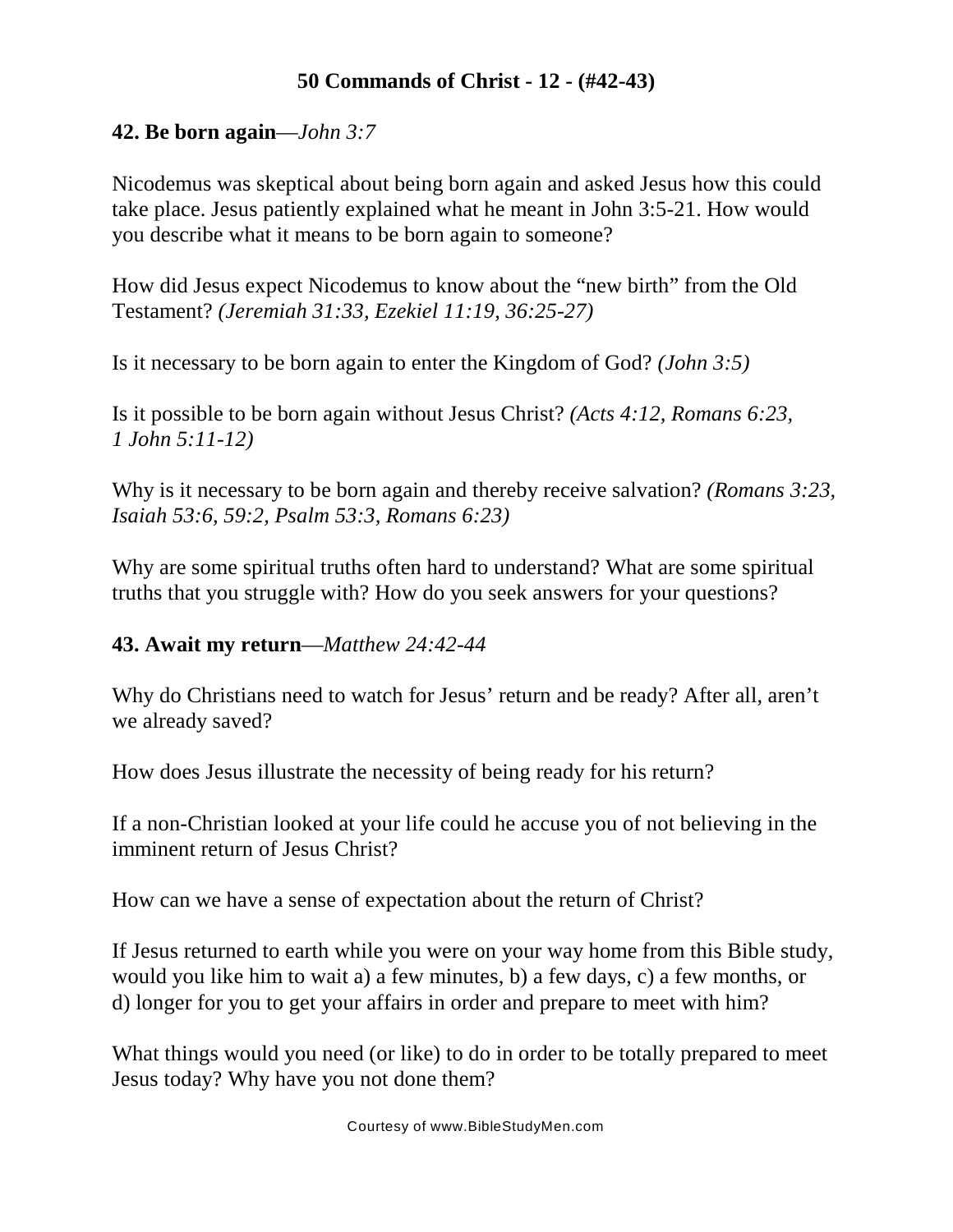# 50 Commands of Christ - 12 - (#42-43)

**42. Be born again**—*John 3:7*

Nicodemus was skeptical about being born again and asked Jesus how this could take place. Jesus patiently explained what he meant in John 3:5-21. How would you describe what it means to be born again to someone?

How did Jesus expect Nicodemus to know about the "new birth" from the Old Testament? *(Jeremiah 31:33, Ezekiel 11:19, 36:25-27)*

Is it necessary to be born again to enter the Kingdom of God? *(John 3:5)*

Is it possible to be born again without Jesus Christ? *(Acts 4:12, Romans 6:23, 1 John 5:11-12)*

Why is it necessary to be born again and thereby receive salvation? *(Romans 3:23, Isaiah 53:6, 59:2, Psalm 53:3, Romans 6:23)*

Why are some spiritual truths often hard to understand? What are some spiritual truths that you struggle with? How do you seek answers for your questions?

**43. Await my return**—*Matthew 24:42-44*

Why do Christians need to watch for Jesus' return and be ready? After all, aren't we already saved?

How does Jesus illustrate the necessity of being ready for his return?

If a non-Christian looked at your life could he accuse you of not believing in the imminent return of Jesus Christ?

How can we have a sense of expectation about the return of Christ?

If Jesus returned to earth while you were on your way home from this Bible study, would you like him to wait a) a few minutes, b) a few days, c) a few months, or d) longer for you to get your affairs in order and prepare to meet with him?

What things would you need (or like) to do in order to be totally prepared to meet Jesus today? Why have you not done them?

Courtesy of www.BibleStudyMen.com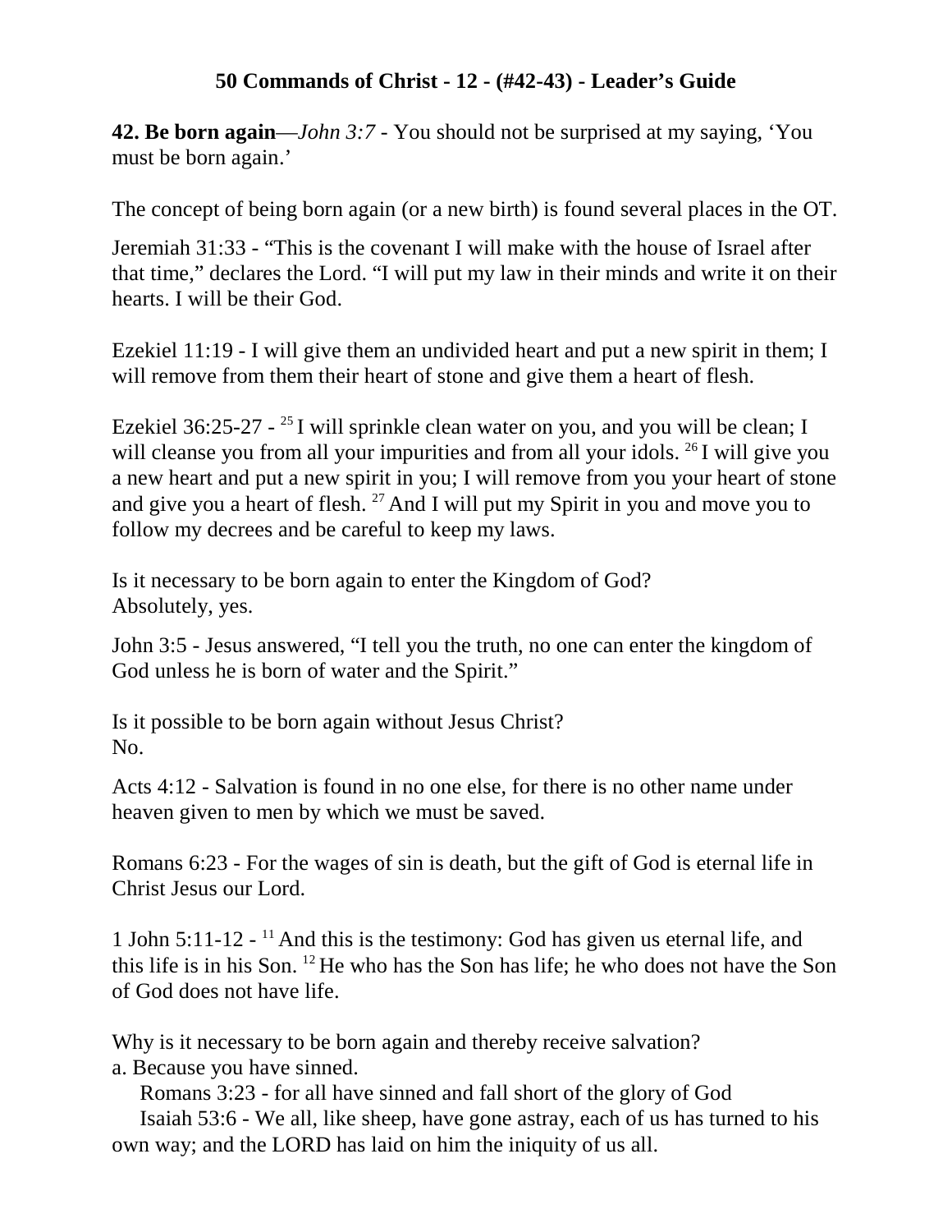# 50 Commands of Christ - 12 - (#42-43) - Leader's Guide

**42. Be born again**—*John 3:7* - You should not be surprised at my saying, 'You must be born again.'

The concept of being born again (or a new birth) is found several places in the OT.

Jeremiah 31:33 - "This is the covenant I will make with the house of Israel after that time," declares the Lord. "I will put my law in their minds and write it on their hearts. I will be their God.

Ezekiel 11:19 - I will give them an undivided heart and put a new spirit in them; I will remove from them their heart of stone and give them a heart of flesh.

Ezekiel 36:25-27 - [25] I will sprinkle clean water on you, and you will be clean; I will cleanse you from all your impurities and from all your idols. [26] I will give you a new heart and put a new spirit in you; I will remove from you your heart of stone and give you a heart of flesh. [27] And I will put my Spirit in you and move you to follow my decrees and be careful to keep my laws.

Is it necessary to be born again to enter the Kingdom of God?
Absolutely, yes.

John 3:5 - Jesus answered, "I tell you the truth, no one can enter the kingdom of God unless he is born of water and the Spirit."

Is it possible to be born again without Jesus Christ?
No.

Acts 4:12 - Salvation is found in no one else, for there is no other name under heaven given to men by which we must be saved.

Romans 6:23 - For the wages of sin is death, but the gift of God is eternal life in Christ Jesus our Lord.

1 John 5:11-12 - [11] And this is the testimony: God has given us eternal life, and this life is in his Son. [12] He who has the Son has life; he who does not have the Son of God does not have life.

Why is it necessary to be born again and thereby receive salvation?
a. Because you have sinned.
    Romans 3:23 - for all have sinned and fall short of the glory of God
    Isaiah 53:6 - We all, like sheep, have gone astray, each of us has turned to his own way; and the LORD has laid on him the iniquity of us all.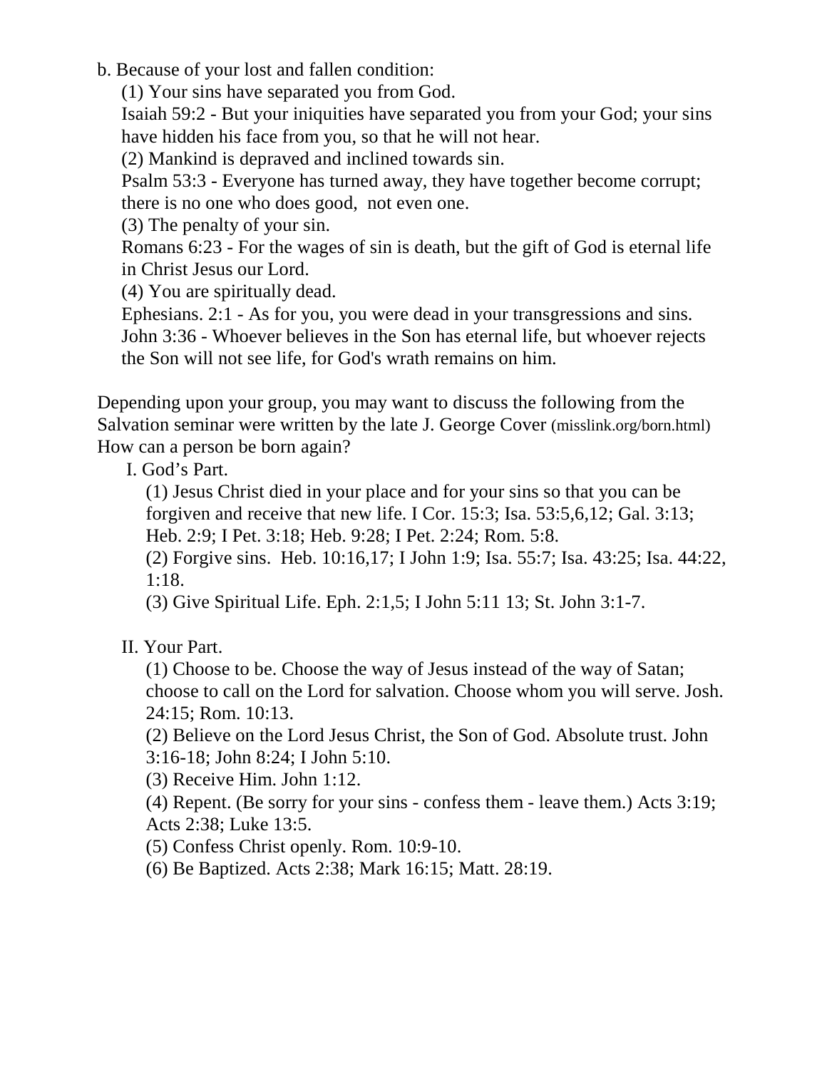b. Because of your lost and fallen condition:

(1) Your sins have separated you from God.

Isaiah 59:2 - But your iniquities have separated you from your God; your sins have hidden his face from you, so that he will not hear.

(2) Mankind is depraved and inclined towards sin.

Psalm 53:3 - Everyone has turned away, they have together become corrupt; there is no one who does good,  not even one.

(3) The penalty of your sin.

Romans 6:23 - For the wages of sin is death, but the gift of God is eternal life in Christ Jesus our Lord.

(4) You are spiritually dead.

Ephesians. 2:1 - As for you, you were dead in your transgressions and sins.

John 3:36 - Whoever believes in the Son has eternal life, but whoever rejects the Son will not see life, for God's wrath remains on him.

Depending upon your group, you may want to discuss the following from the Salvation seminar were written by the late J. George Cover (misslink.org/born.html)

How can a person be born again?

I. God's Part.

(1) Jesus Christ died in your place and for your sins so that you can be forgiven and receive that new life. I Cor. 15:3; Isa. 53:5,6,12; Gal. 3:13; Heb. 2:9; I Pet. 3:18; Heb. 9:28; I Pet. 2:24; Rom. 5:8.

(2) Forgive sins.  Heb. 10:16,17; I John 1:9; Isa. 55:7; Isa. 43:25; Isa. 44:22, 1:18.

(3) Give Spiritual Life. Eph. 2:1,5; I John 5:11 13; St. John 3:1-7.

II. Your Part.

(1) Choose to be. Choose the way of Jesus instead of the way of Satan; choose to call on the Lord for salvation. Choose whom you will serve. Josh. 24:15; Rom. 10:13.

(2) Believe on the Lord Jesus Christ, the Son of God. Absolute trust. John 3:16-18; John 8:24; I John 5:10.

(3) Receive Him. John 1:12.

(4) Repent. (Be sorry for your sins - confess them - leave them.) Acts 3:19; Acts 2:38; Luke 13:5.

(5) Confess Christ openly. Rom. 10:9-10.

(6) Be Baptized. Acts 2:38; Mark 16:15; Matt. 28:19.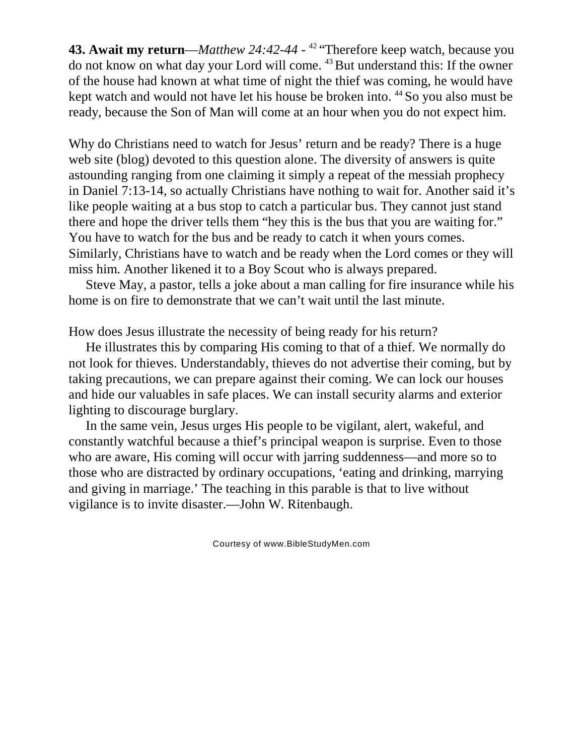**43. Await my return**—*Matthew 24:42-44* - [42] "Therefore keep watch, because you do not know on what day your Lord will come. [43] But understand this: If the owner of the house had known at what time of night the thief was coming, he would have kept watch and would not have let his house be broken into. [44] So you also must be ready, because the Son of Man will come at an hour when you do not expect him.

Why do Christians need to watch for Jesus' return and be ready? There is a huge web site (blog) devoted to this question alone. The diversity of answers is quite astounding ranging from one claiming it simply a repeat of the messiah prophecy in Daniel 7:13-14, so actually Christians have nothing to wait for. Another said it's like people waiting at a bus stop to catch a particular bus. They cannot just stand there and hope the driver tells them "hey this is the bus that you are waiting for." You have to watch for the bus and be ready to catch it when yours comes. Similarly, Christians have to watch and be ready when the Lord comes or they will miss him. Another likened it to a Boy Scout who is always prepared.

Steve May, a pastor, tells a joke about a man calling for fire insurance while his home is on fire to demonstrate that we can't wait until the last minute.

How does Jesus illustrate the necessity of being ready for his return?

He illustrates this by comparing His coming to that of a thief. We normally do not look for thieves. Understandably, thieves do not advertise their coming, but by taking precautions, we can prepare against their coming. We can lock our houses and hide our valuables in safe places. We can install security alarms and exterior lighting to discourage burglary.

In the same vein, Jesus urges His people to be vigilant, alert, wakeful, and constantly watchful because a thief's principal weapon is surprise. Even to those who are aware, His coming will occur with jarring suddenness—and more so to those who are distracted by ordinary occupations, 'eating and drinking, marrying and giving in marriage.' The teaching in this parable is that to live without vigilance is to invite disaster.—John W. Ritenbaugh.

Courtesy of www.BibleStudyMen.com